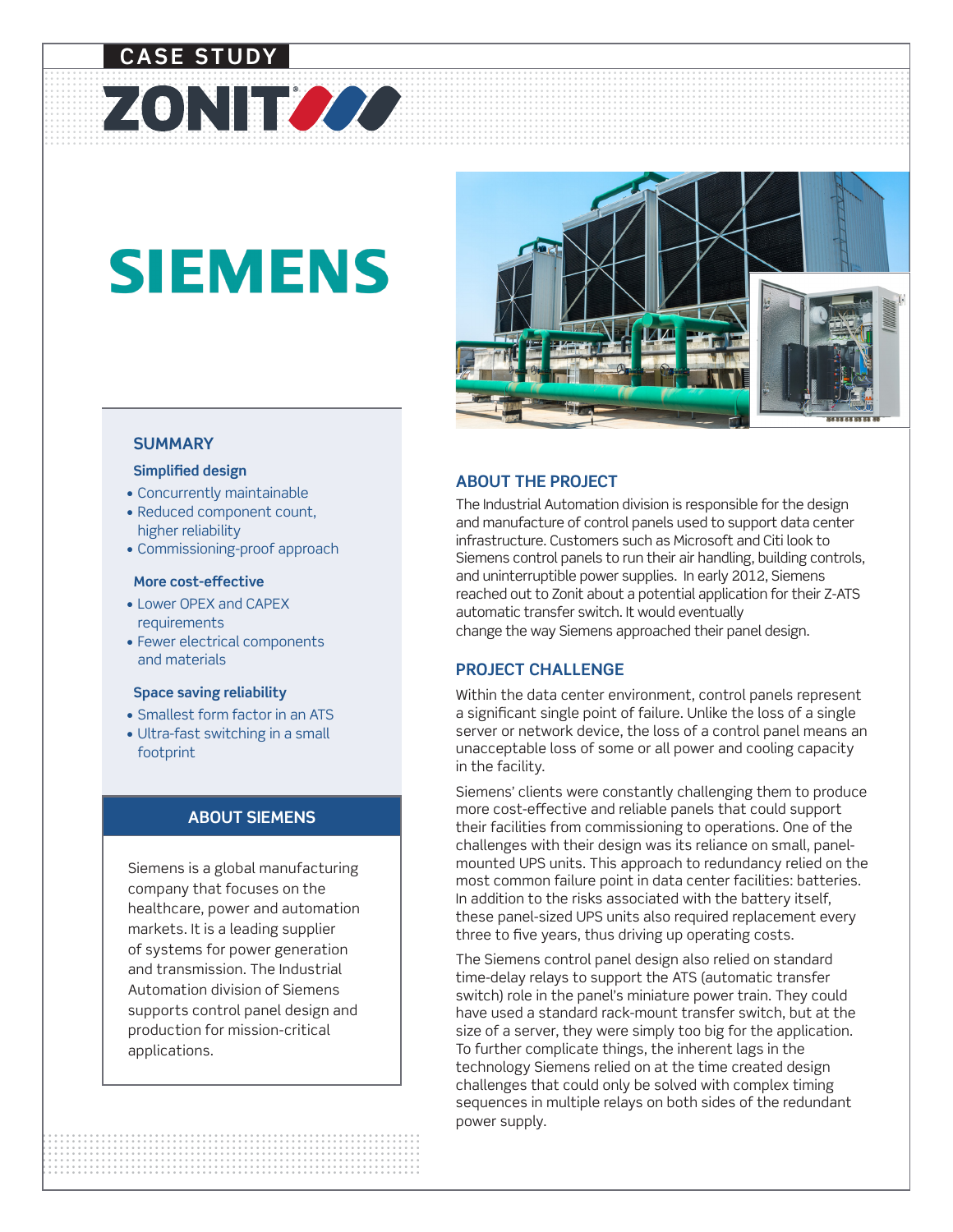CASE STUDY

# ZONIT

# SIEMENS

## SUMMARY

### Simplified design

- Concurrently maintainable
- Reduced component count, higher reliability
- Commissioning-proof approach

### More cost-effective

- Lower OPEX and CAPEX requirements
- Fewer electrical components and materials

### Space saving reliability

- Smallest form factor in an ATS
- Ultra-fast switching in a small footprint

## ABOUT SIEMENS

Siemens is a global manufacturing company that focuses on the healthcare, power and automation markets. It is a leading supplier of systems for power generation and transmission. The Industrial Automation division of Siemens supports control panel design and production for mission-critical applications.

## ABOUT THE PROJECT

The Industrial Automation division is responsible for the design and manufacture of control panels used to support data center infrastructure. Customers such as Microsoft and Citi look to Siemens control panels to run their air handling, building controls, and uninterruptible power supplies. In early 2012, Siemens reached out to Zonit about a potential application for their Z-ATS automatic transfer switch. It would eventually change the way Siemens approached their panel design.

## PROJECT CHALLENGE

Within the data center environment, control panels represent a significant single point of failure. Unlike the loss of a single server or network device, the loss of a control panel means an unacceptable loss of some or all power and cooling capacity in the facility.

Siemens' clients were constantly challenging them to produce more cost-effective and reliable panels that could support their facilities from commissioning to operations. One of the challenges with their design was its reliance on small, panel-mounted UPS units. This approach to redundancy relied on the most common failure point in data center facilities: batteries. In addition to the risks associated with the battery itself, these panel-sized UPS units also required replacement every three to five years, thus driving up operating costs.

The Siemens control panel design also relied on standard time-delay relays to support the ATS (automatic transfer switch) role in the panel's miniature power train. They could have used a standard rack-mount transfer switch, but at the size of a server, they were simply too big for the application. To further complicate things, the inherent lags in the technology Siemens relied on at the time created design challenges that could only be solved with complex timing sequences in multiple relays on both sides of the redundant power supply.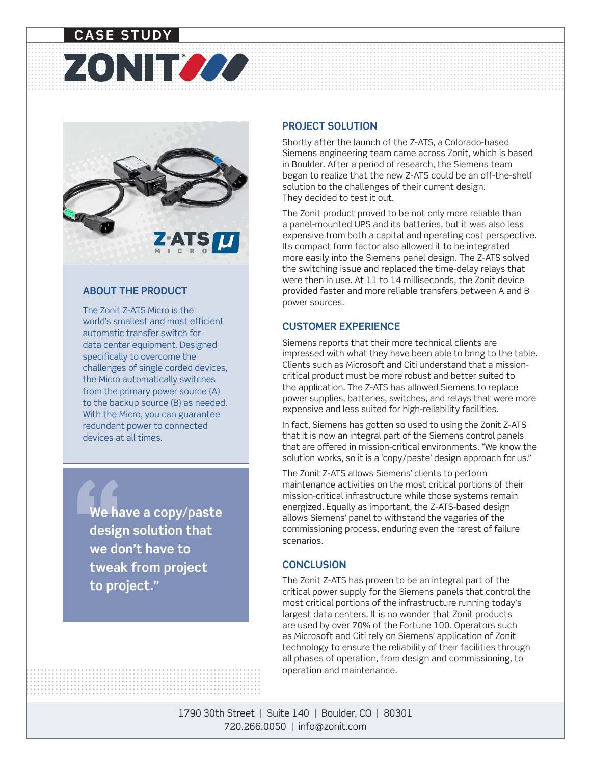CASE STUDY

ZONIT

## ABOUT THE PRODUCT

The Zonit Z-ATS Micro is the world's smallest and most efficient automatic transfer switch for data center equipment. Designed specifically to overcome the challenges of single corded devices, the Micro automatically switches from the primary power source (A) to the backup source (B) as needed. With the Micro, you can guarantee redundant power to connected devices at all times.

> **"We have a copy/paste design solution that we don't have to tweak from project to project."**

## PROJECT SOLUTION

Shortly after the launch of the Z-ATS, a Colorado-based Siemens engineering team came across Zonit, which is based in Boulder. After a period of research, the Siemens team began to realize that the new Z-ATS could be an off-the-shelf solution to the challenges of their current design. They decided to test it out.

The Zonit product proved to be not only more reliable than a panel-mounted UPS and its batteries, but it was also less expensive from both a capital and operating cost perspective. Its compact form factor also allowed it to be integrated more easily into the Siemens panel design. The Z-ATS solved the switching issue and replaced the time-delay relays that were then in use. At 11 to 14 milliseconds, the Zonit device provided faster and more reliable transfers between A and B power sources.

## CUSTOMER EXPERIENCE

Siemens reports that their more technical clients are impressed with what they have been able to bring to the table. Clients such as Microsoft and Citi understand that a mission-critical product must be more robust and better suited to the application. The Z-ATS has allowed Siemens to replace power supplies, batteries, switches, and relays that were more expensive and less suited for high-reliability facilities.

In fact, Siemens has gotten so used to using the Zonit Z-ATS that it is now an integral part of the Siemens control panels that are offered in mission-critical environments. "We know the solution works, so it is a 'copy/paste' design approach for us."

The Zonit Z-ATS allows Siemens' clients to perform maintenance activities on the most critical portions of their mission-critical infrastructure while those systems remain energized. Equally as important, the Z-ATS-based design allows Siemens' panel to withstand the vagaries of the commissioning process, enduring even the rarest of failure scenarios.

## CONCLUSION

The Zonit Z-ATS has proven to be an integral part of the critical power supply for the Siemens panels that control the most critical portions of the infrastructure running today's largest data centers. It is no wonder that Zonit products are used by over 70% of the Fortune 100. Operators such as Microsoft and Citi rely on Siemens' application of Zonit technology to ensure the reliability of their facilities through all phases of operation, from design and commissioning, to operation and maintenance.

1790 30th Street | Suite 140 | Boulder, CO | 80301
720.266.0050 | info@zonit.com